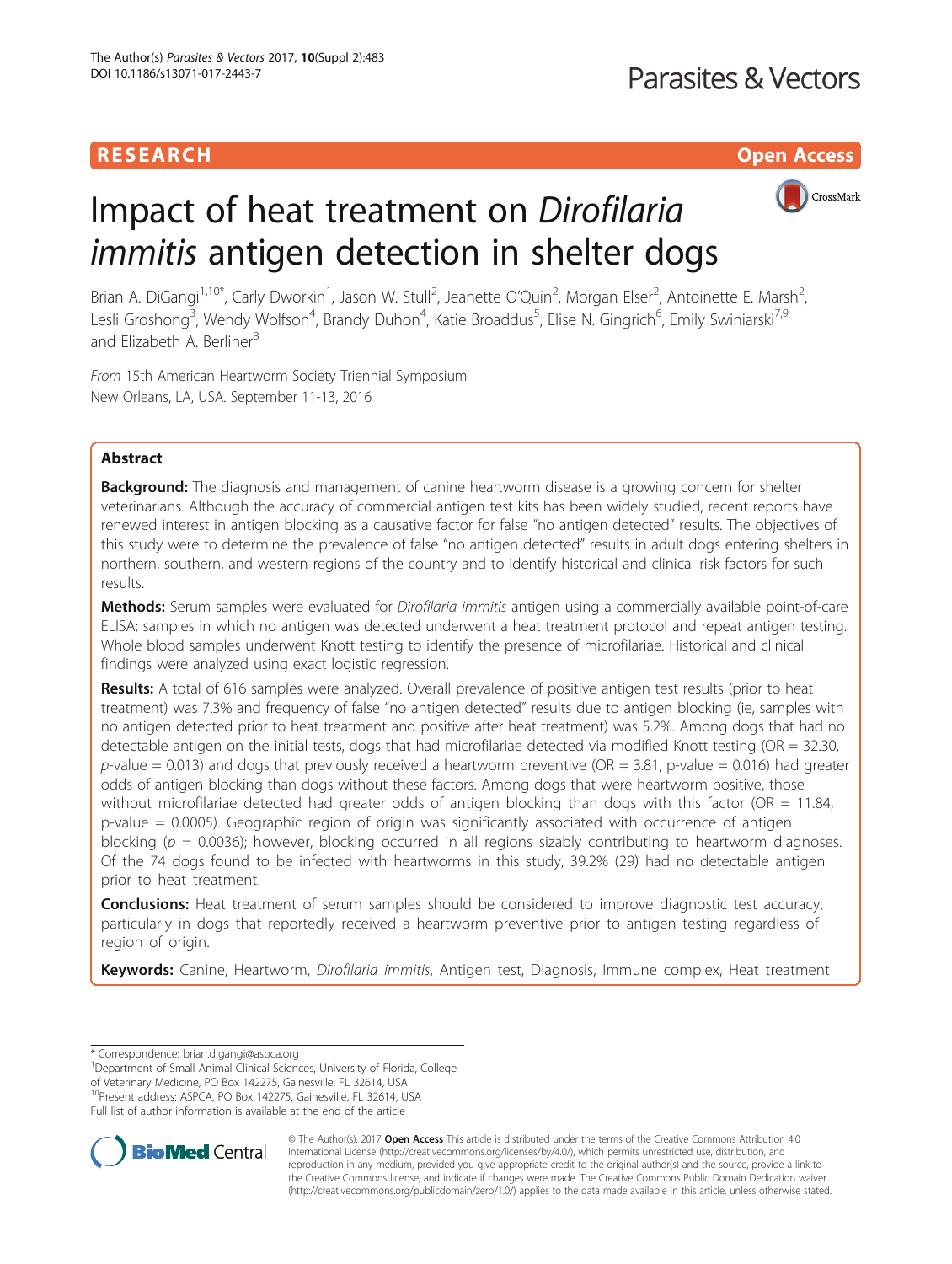RESEARCH

Open Access

# Impact of heat treatment on *Dirofilaria immitis* antigen detection in shelter dogs

Brian A. DiGangi[1,10*], Carly Dworkin[1], Jason W. Stull[2], Jeanette O'Quin[2], Morgan Elser[2], Antoinette E. Marsh[2], Lesli Groshong[3], Wendy Wolfson[4], Brandy Duhon[4], Katie Broaddus[5], Elise N. Gingrich[6], Emily Swiniarski[7,9] and Elizabeth A. Berliner[8]

From 15th American Heartworm Society Triennial Symposium
New Orleans, LA, USA. September 11-13, 2016

## Abstract

**Background:** The diagnosis and management of canine heartworm disease is a growing concern for shelter veterinarians. Although the accuracy of commercial antigen test kits has been widely studied, recent reports have renewed interest in antigen blocking as a causative factor for false "no antigen detected" results. The objectives of this study were to determine the prevalence of false "no antigen detected" results in adult dogs entering shelters in northern, southern, and western regions of the country and to identify historical and clinical risk factors for such results.

**Methods:** Serum samples were evaluated for *Dirofilaria immitis* antigen using a commercially available point-of-care ELISA; samples in which no antigen was detected underwent a heat treatment protocol and repeat antigen testing. Whole blood samples underwent Knott testing to identify the presence of microfilariae. Historical and clinical findings were analyzed using exact logistic regression.

**Results:** A total of 616 samples were analyzed. Overall prevalence of positive antigen test results (prior to heat treatment) was 7.3% and frequency of false "no antigen detected" results due to antigen blocking (ie, samples with no antigen detected prior to heat treatment and positive after heat treatment) was 5.2%. Among dogs that had no detectable antigen on the initial tests, dogs that had microfilariae detected via modified Knott testing (OR = 32.30, $p$-value = 0.013) and dogs that previously received a heartworm preventive (OR = 3.81, p-value = 0.016) had greater odds of antigen blocking than dogs without these factors. Among dogs that were heartworm positive, those without microfilariae detected had greater odds of antigen blocking than dogs with this factor (OR = 11.84, p-value = 0.0005). Geographic region of origin was significantly associated with occurrence of antigen blocking ($p$ = 0.0036); however, blocking occurred in all regions sizably contributing to heartworm diagnoses. Of the 74 dogs found to be infected with heartworms in this study, 39.2% (29) had no detectable antigen prior to heat treatment.

**Conclusions:** Heat treatment of serum samples should be considered to improve diagnostic test accuracy, particularly in dogs that reportedly received a heartworm preventive prior to antigen testing regardless of region of origin.

**Keywords:** Canine, Heartworm, *Dirofilaria immitis*, Antigen test, Diagnosis, Immune complex, Heat treatment

\* Correspondence: brian.digangi@aspca.org
[1]Department of Small Animal Clinical Sciences, University of Florida, College of Veterinary Medicine, PO Box 142275, Gainesville, FL 32614, USA
[10]Present address: ASPCA, PO Box 142275, Gainesville, FL 32614, USA
Full list of author information is available at the end of the article

© The Author(s). 2017 **Open Access** This article is distributed under the terms of the Creative Commons Attribution 4.0 International License (http://creativecommons.org/licenses/by/4.0/), which permits unrestricted use, distribution, and reproduction in any medium, provided you give appropriate credit to the original author(s) and the source, provide a link to the Creative Commons license, and indicate if changes were made. The Creative Commons Public Domain Dedication waiver (http://creativecommons.org/publicdomain/zero/1.0/) applies to the data made available in this article, unless otherwise stated.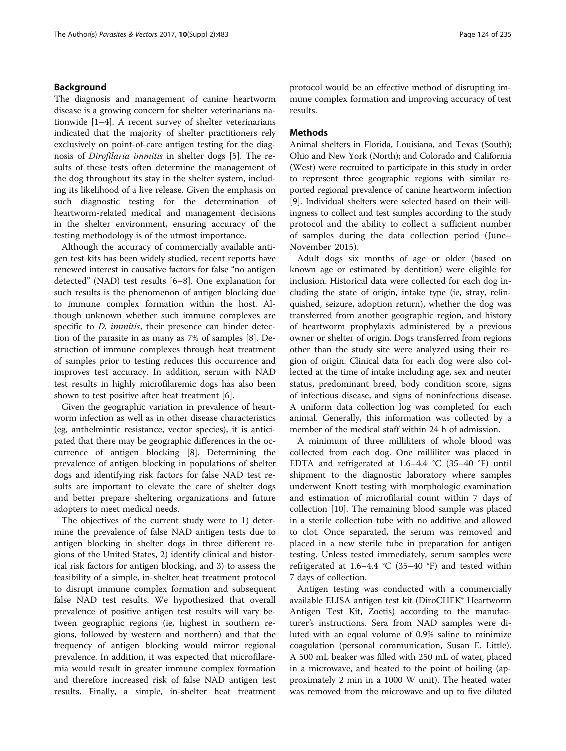## Background

The diagnosis and management of canine heartworm disease is a growing concern for shelter veterinarians nationwide [1–4]. A recent survey of shelter veterinarians indicated that the majority of shelter practitioners rely exclusively on point-of-care antigen testing for the diagnosis of *Dirofilaria immitis* in shelter dogs [5]. The results of these tests often determine the management of the dog throughout its stay in the shelter system, including its likelihood of a live release. Given the emphasis on such diagnostic testing for the determination of heartworm-related medical and management decisions in the shelter environment, ensuring accuracy of the testing methodology is of the utmost importance.

Although the accuracy of commercially available antigen test kits has been widely studied, recent reports have renewed interest in causative factors for false "no antigen detected" (NAD) test results [6–8]. One explanation for such results is the phenomenon of antigen blocking due to immune complex formation within the host. Although unknown whether such immune complexes are specific to *D. immitis*, their presence can hinder detection of the parasite in as many as 7% of samples [8]. Destruction of immune complexes through heat treatment of samples prior to testing reduces this occurrence and improves test accuracy. In addition, serum with NAD test results in highly microfilaremic dogs has also been shown to test positive after heat treatment [6].

Given the geographic variation in prevalence of heartworm infection as well as in other disease characteristics (eg, anthelmintic resistance, vector species), it is anticipated that there may be geographic differences in the occurrence of antigen blocking [8]. Determining the prevalence of antigen blocking in populations of shelter dogs and identifying risk factors for false NAD test results are important to elevate the care of shelter dogs and better prepare sheltering organizations and future adopters to meet medical needs.

The objectives of the current study were to 1) determine the prevalence of false NAD antigen tests due to antigen blocking in shelter dogs in three different regions of the United States, 2) identify clinical and historical risk factors for antigen blocking, and 3) to assess the feasibility of a simple, in-shelter heat treatment protocol to disrupt immune complex formation and subsequent false NAD test results. We hypothesized that overall prevalence of positive antigen test results will vary between geographic regions (ie, highest in southern regions, followed by western and northern) and that the frequency of antigen blocking would mirror regional prevalence. In addition, it was expected that microfilaremia would result in greater immune complex formation and therefore increased risk of false NAD antigen test results. Finally, a simple, in-shelter heat treatment protocol would be an effective method of disrupting immune complex formation and improving accuracy of test results.

## Methods

Animal shelters in Florida, Louisiana, and Texas (South); Ohio and New York (North); and Colorado and California (West) were recruited to participate in this study in order to represent three geographic regions with similar reported regional prevalence of canine heartworm infection [9]. Individual shelters were selected based on their willingness to collect and test samples according to the study protocol and the ability to collect a sufficient number of samples during the data collection period (June–November 2015).

Adult dogs six months of age or older (based on known age or estimated by dentition) were eligible for inclusion. Historical data were collected for each dog including the state of origin, intake type (ie, stray, relinquished, seizure, adoption return), whether the dog was transferred from another geographic region, and history of heartworm prophylaxis administered by a previous owner or shelter of origin. Dogs transferred from regions other than the study site were analyzed using their region of origin. Clinical data for each dog were also collected at the time of intake including age, sex and neuter status, predominant breed, body condition score, signs of infectious disease, and signs of noninfectious disease. A uniform data collection log was completed for each animal. Generally, this information was collected by a member of the medical staff within 24 h of admission.

A minimum of three milliliters of whole blood was collected from each dog. One milliliter was placed in EDTA and refrigerated at 1.6–4.4 °C (35–40 °F) until shipment to the diagnostic laboratory where samples underwent Knott testing with morphologic examination and estimation of microfilarial count within 7 days of collection [10]. The remaining blood sample was placed in a sterile collection tube with no additive and allowed to clot. Once separated, the serum was removed and placed in a new sterile tube in preparation for antigen testing. Unless tested immediately, serum samples were refrigerated at 1.6–4.4 °C (35–40 °F) and tested within 7 days of collection.

Antigen testing was conducted with a commercially available ELISA antigen test kit (DiroCHEK® Heartworm Antigen Test Kit, Zoetis) according to the manufacturer's instructions. Sera from NAD samples were diluted with an equal volume of 0.9% saline to minimize coagulation (personal communication, Susan E. Little). A 500 mL beaker was filled with 250 mL of water, placed in a microwave, and heated to the point of boiling (approximately 2 min in a 1000 W unit). The heated water was removed from the microwave and up to five diluted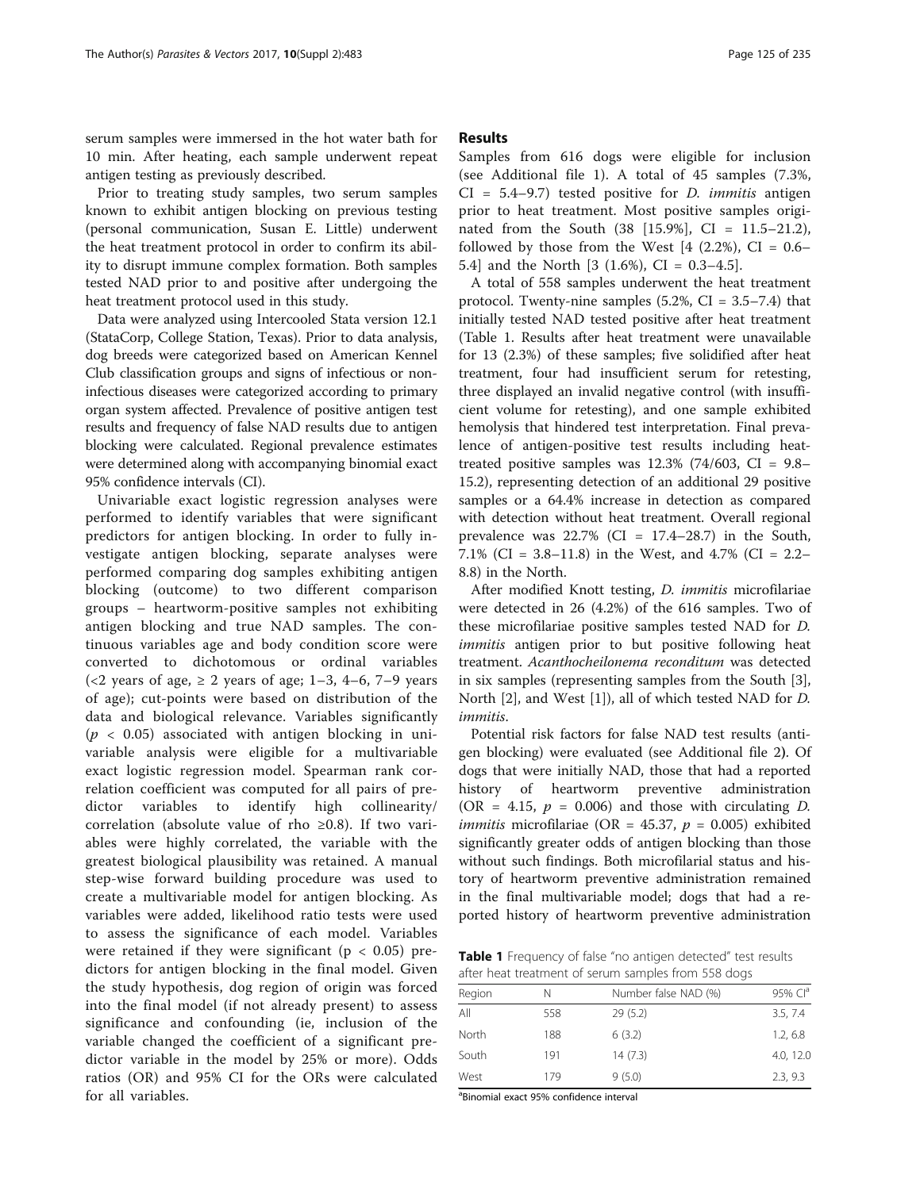serum samples were immersed in the hot water bath for 10 min. After heating, each sample underwent repeat antigen testing as previously described.

Prior to treating study samples, two serum samples known to exhibit antigen blocking on previous testing (personal communication, Susan E. Little) underwent the heat treatment protocol in order to confirm its ability to disrupt immune complex formation. Both samples tested NAD prior to and positive after undergoing the heat treatment protocol used in this study.

Data were analyzed using Intercooled Stata version 12.1 (StataCorp, College Station, Texas). Prior to data analysis, dog breeds were categorized based on American Kennel Club classification groups and signs of infectious or non-infectious diseases were categorized according to primary organ system affected. Prevalence of positive antigen test results and frequency of false NAD results due to antigen blocking were calculated. Regional prevalence estimates were determined along with accompanying binomial exact 95% confidence intervals (CI).

Univariable exact logistic regression analyses were performed to identify variables that were significant predictors for antigen blocking. In order to fully investigate antigen blocking, separate analyses were performed comparing dog samples exhibiting antigen blocking (outcome) to two different comparison groups – heartworm-positive samples not exhibiting antigen blocking and true NAD samples. The continuous variables age and body condition score were converted to dichotomous or ordinal variables (<2 years of age, ≥ 2 years of age; 1–3, 4–6, 7–9 years of age); cut-points were based on distribution of the data and biological relevance. Variables significantly ($p < 0.05$) associated with antigen blocking in univariable analysis were eligible for a multivariable exact logistic regression model. Spearman rank correlation coefficient was computed for all pairs of predictor variables to identify high collinearity/correlation (absolute value of rho ≥0.8). If two variables were highly correlated, the variable with the greatest biological plausibility was retained. A manual step-wise forward building procedure was used to create a multivariable model for antigen blocking. As variables were added, likelihood ratio tests were used to assess the significance of each model. Variables were retained if they were significant ($p < 0.05$) predictors for antigen blocking in the final model. Given the study hypothesis, dog region of origin was forced into the final model (if not already present) to assess significance and confounding (ie, inclusion of the variable changed the coefficient of a significant predictor variable in the model by 25% or more). Odds ratios (OR) and 95% CI for the ORs were calculated for all variables.

## Results

Samples from 616 dogs were eligible for inclusion (see Additional file 1). A total of 45 samples (7.3%, CI = 5.4–9.7) tested positive for *D. immitis* antigen prior to heat treatment. Most positive samples originated from the South (38 [15.9%], CI = 11.5–21.2), followed by those from the West [4 (2.2%), CI = 0.6–5.4] and the North [3 (1.6%), CI = 0.3–4.5].

A total of 558 samples underwent the heat treatment protocol. Twenty-nine samples (5.2%, CI = 3.5–7.4) that initially tested NAD tested positive after heat treatment (Table 1. Results after heat treatment were unavailable for 13 (2.3%) of these samples; five solidified after heat treatment, four had insufficient serum for retesting, three displayed an invalid negative control (with insufficient volume for retesting), and one sample exhibited hemolysis that hindered test interpretation. Final prevalence of antigen-positive test results including heat-treated positive samples was 12.3% (74/603, CI = 9.8–15.2), representing detection of an additional 29 positive samples or a 64.4% increase in detection as compared with detection without heat treatment. Overall regional prevalence was 22.7% (CI = 17.4–28.7) in the South, 7.1% (CI = 3.8–11.8) in the West, and 4.7% (CI = 2.2–8.8) in the North.

After modified Knott testing, *D. immitis* microfilariae were detected in 26 (4.2%) of the 616 samples. Two of these microfilariae positive samples tested NAD for *D. immitis* antigen prior to but positive following heat treatment. *Acanthocheilonema reconditum* was detected in six samples (representing samples from the South [3], North [2], and West [1]), all of which tested NAD for *D. immitis*.

Potential risk factors for false NAD test results (antigen blocking) were evaluated (see Additional file 2). Of dogs that were initially NAD, those that had a reported history of heartworm preventive administration (OR = 4.15, $p$ = 0.006) and those with circulating *D. immitis* microfilariae (OR = 45.37, $p$ = 0.005) exhibited significantly greater odds of antigen blocking than those without such findings. Both microfilarial status and history of heartworm preventive administration remained in the final multivariable model; dogs that had a reported history of heartworm preventive administration

**Table 1** Frequency of false "no antigen detected" test results after heat treatment of serum samples from 558 dogs

| Region | N | Number false NAD (%) | 95% CI[a] |
|---|---|---|---|
| All | 558 | 29 (5.2) | 3.5, 7.4 |
| North | 188 | 6 (3.2) | 1.2, 6.8 |
| South | 191 | 14 (7.3) | 4.0, 12.0 |
| West | 179 | 9 (5.0) | 2.3, 9.3 |

[a]Binomial exact 95% confidence interval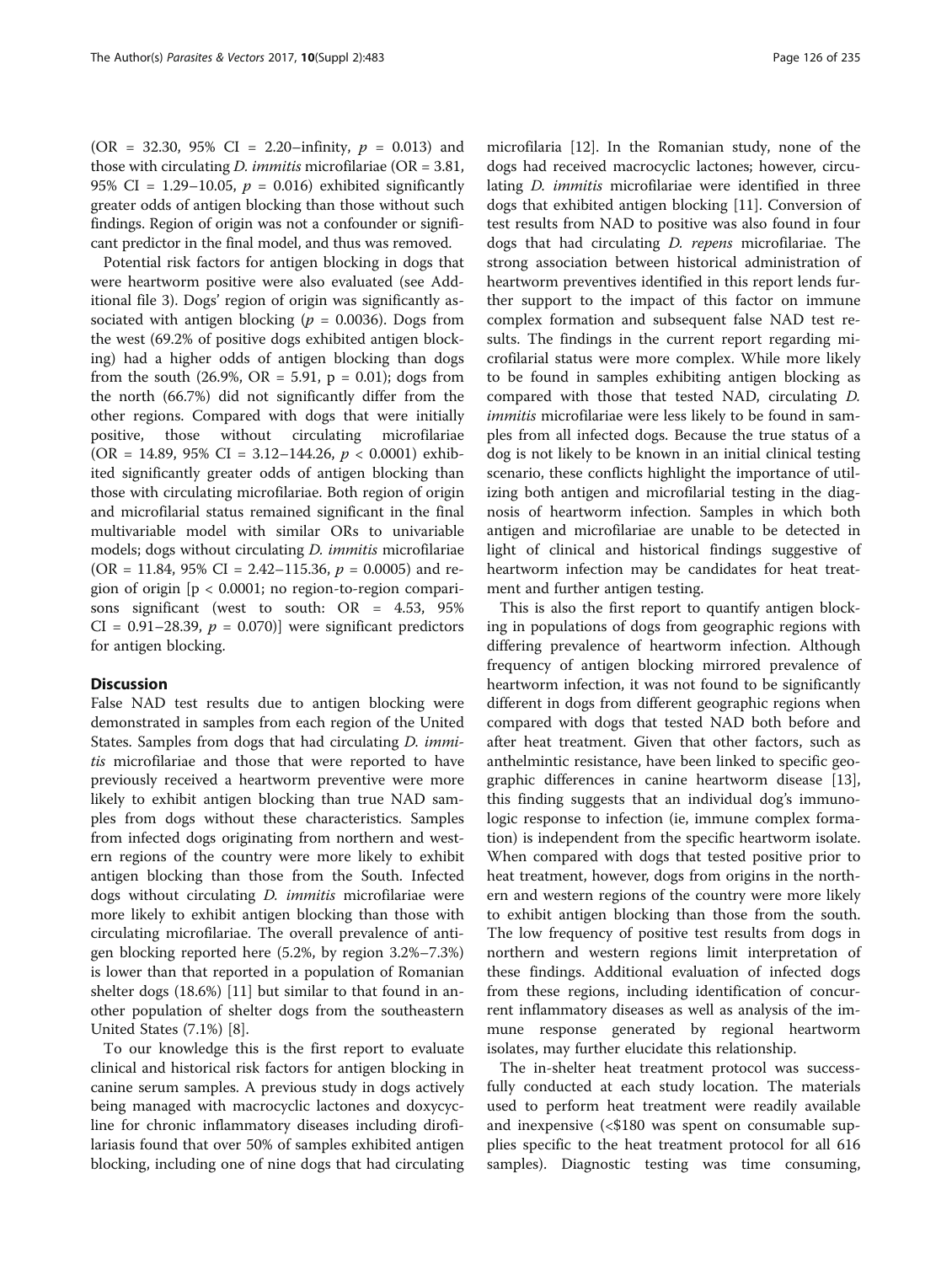(OR = 32.30, 95% CI = 2.20–infinity, $p$ = 0.013) and those with circulating *D. immitis* microfilariae (OR = 3.81, 95% CI = 1.29–10.05, $p$ = 0.016) exhibited significantly greater odds of antigen blocking than those without such findings. Region of origin was not a confounder or significant predictor in the final model, and thus was removed.

Potential risk factors for antigen blocking in dogs that were heartworm positive were also evaluated (see Additional file 3). Dogs' region of origin was significantly associated with antigen blocking ($p$ = 0.0036). Dogs from the west (69.2% of positive dogs exhibited antigen blocking) had a higher odds of antigen blocking than dogs from the south (26.9%, OR = 5.91, p = 0.01); dogs from the north (66.7%) did not significantly differ from the other regions. Compared with dogs that were initially positive, those without circulating microfilariae (OR = 14.89, 95% CI = 3.12–144.26, $p$ < 0.0001) exhibited significantly greater odds of antigen blocking than those with circulating microfilariae. Both region of origin and microfilarial status remained significant in the final multivariable model with similar ORs to univariable models; dogs without circulating *D. immitis* microfilariae (OR = 11.84, 95% CI = 2.42–115.36, $p$ = 0.0005) and region of origin [p < 0.0001; no region-to-region comparisons significant (west to south: OR = 4.53, 95% CI = 0.91–28.39, $p$ = 0.070)] were significant predictors for antigen blocking.

## Discussion

False NAD test results due to antigen blocking were demonstrated in samples from each region of the United States. Samples from dogs that had circulating *D. immitis* microfilariae and those that were reported to have previously received a heartworm preventive were more likely to exhibit antigen blocking than true NAD samples from dogs without these characteristics. Samples from infected dogs originating from northern and western regions of the country were more likely to exhibit antigen blocking than those from the South. Infected dogs without circulating *D. immitis* microfilariae were more likely to exhibit antigen blocking than those with circulating microfilariae. The overall prevalence of antigen blocking reported here (5.2%, by region 3.2%–7.3%) is lower than that reported in a population of Romanian shelter dogs (18.6%) [11] but similar to that found in another population of shelter dogs from the southeastern United States (7.1%) [8].

To our knowledge this is the first report to evaluate clinical and historical risk factors for antigen blocking in canine serum samples. A previous study in dogs actively being managed with macrocyclic lactones and doxycycline for chronic inflammatory diseases including dirofilariasis found that over 50% of samples exhibited antigen blocking, including one of nine dogs that had circulating microfilaria [12]. In the Romanian study, none of the dogs had received macrocyclic lactones; however, circulating *D. immitis* microfilariae were identified in three dogs that exhibited antigen blocking [11]. Conversion of test results from NAD to positive was also found in four dogs that had circulating *D. repens* microfilariae. The strong association between historical administration of heartworm preventives identified in this report lends further support to the impact of this factor on immune complex formation and subsequent false NAD test results. The findings in the current report regarding microfilarial status were more complex. While more likely to be found in samples exhibiting antigen blocking as compared with those that tested NAD, circulating *D. immitis* microfilariae were less likely to be found in samples from all infected dogs. Because the true status of a dog is not likely to be known in an initial clinical testing scenario, these conflicts highlight the importance of utilizing both antigen and microfilarial testing in the diagnosis of heartworm infection. Samples in which both antigen and microfilariae are unable to be detected in light of clinical and historical findings suggestive of heartworm infection may be candidates for heat treatment and further antigen testing.

This is also the first report to quantify antigen blocking in populations of dogs from geographic regions with differing prevalence of heartworm infection. Although frequency of antigen blocking mirrored prevalence of heartworm infection, it was not found to be significantly different in dogs from different geographic regions when compared with dogs that tested NAD both before and after heat treatment. Given that other factors, such as anthelmintic resistance, have been linked to specific geographic differences in canine heartworm disease [13], this finding suggests that an individual dog's immunologic response to infection (ie, immune complex formation) is independent from the specific heartworm isolate. When compared with dogs that tested positive prior to heat treatment, however, dogs from origins in the northern and western regions of the country were more likely to exhibit antigen blocking than those from the south. The low frequency of positive test results from dogs in northern and western regions limit interpretation of these findings. Additional evaluation of infected dogs from these regions, including identification of concurrent inflammatory diseases as well as analysis of the immune response generated by regional heartworm isolates, may further elucidate this relationship.

The in-shelter heat treatment protocol was successfully conducted at each study location. The materials used to perform heat treatment were readily available and inexpensive (<$180 was spent on consumable supplies specific to the heat treatment protocol for all 616 samples). Diagnostic testing was time consuming,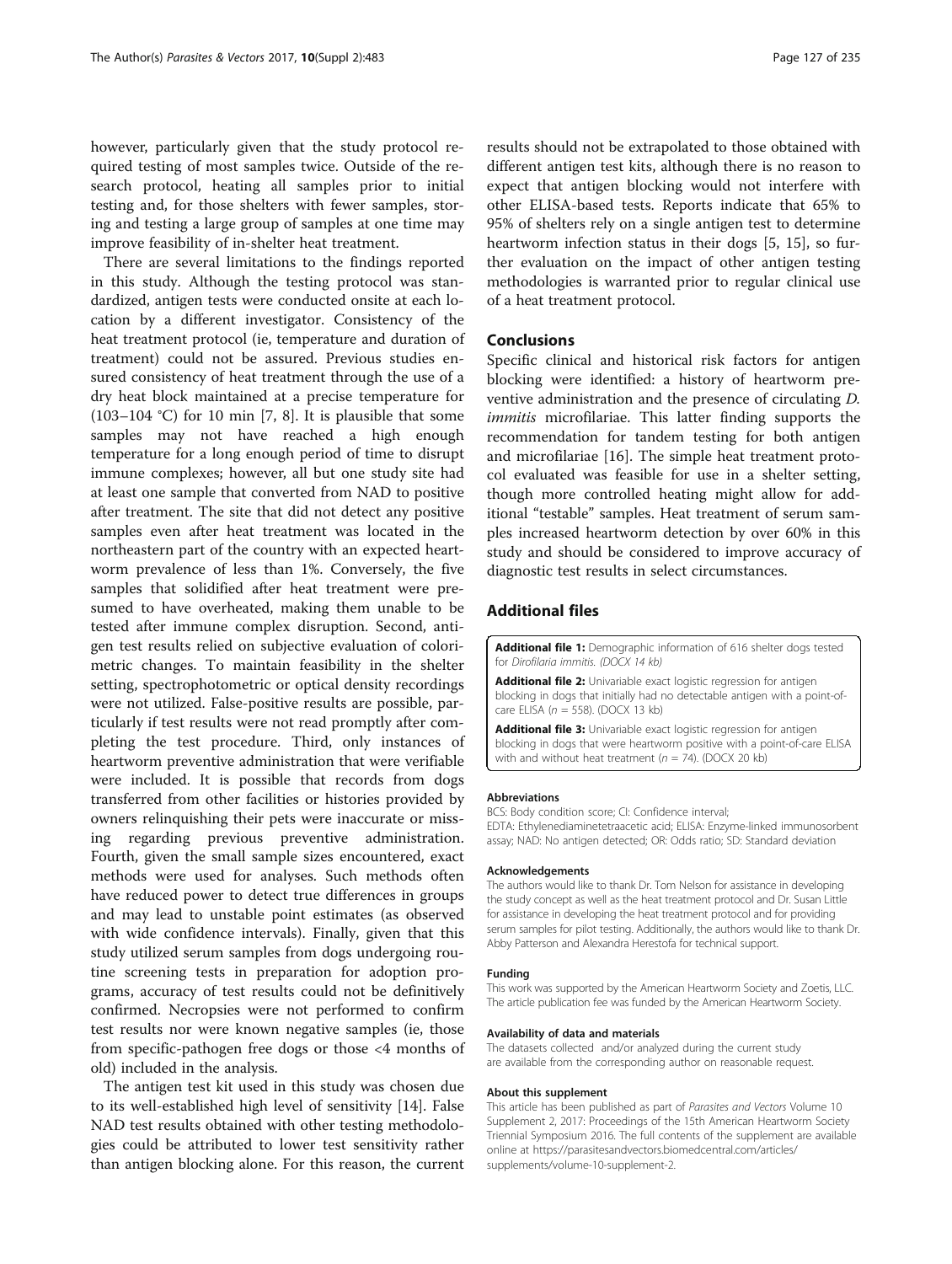however, particularly given that the study protocol required testing of most samples twice. Outside of the research protocol, heating all samples prior to initial testing and, for those shelters with fewer samples, storing and testing a large group of samples at one time may improve feasibility of in-shelter heat treatment.

There are several limitations to the findings reported in this study. Although the testing protocol was standardized, antigen tests were conducted onsite at each location by a different investigator. Consistency of the heat treatment protocol (ie, temperature and duration of treatment) could not be assured. Previous studies ensured consistency of heat treatment through the use of a dry heat block maintained at a precise temperature for (103–104 °C) for 10 min [7, 8]. It is plausible that some samples may not have reached a high enough temperature for a long enough period of time to disrupt immune complexes; however, all but one study site had at least one sample that converted from NAD to positive after treatment. The site that did not detect any positive samples even after heat treatment was located in the northeastern part of the country with an expected heartworm prevalence of less than 1%. Conversely, the five samples that solidified after heat treatment were presumed to have overheated, making them unable to be tested after immune complex disruption. Second, antigen test results relied on subjective evaluation of colorimetric changes. To maintain feasibility in the shelter setting, spectrophotometric or optical density recordings were not utilized. False-positive results are possible, particularly if test results were not read promptly after completing the test procedure. Third, only instances of heartworm preventive administration that were verifiable were included. It is possible that records from dogs transferred from other facilities or histories provided by owners relinquishing their pets were inaccurate or missing regarding previous preventive administration. Fourth, given the small sample sizes encountered, exact methods were used for analyses. Such methods often have reduced power to detect true differences in groups and may lead to unstable point estimates (as observed with wide confidence intervals). Finally, given that this study utilized serum samples from dogs undergoing routine screening tests in preparation for adoption programs, accuracy of test results could not be definitively confirmed. Necropsies were not performed to confirm test results nor were known negative samples (ie, those from specific-pathogen free dogs or those <4 months of old) included in the analysis.

The antigen test kit used in this study was chosen due to its well-established high level of sensitivity [14]. False NAD test results obtained with other testing methodologies could be attributed to lower test sensitivity rather than antigen blocking alone. For this reason, the current results should not be extrapolated to those obtained with different antigen test kits, although there is no reason to expect that antigen blocking would not interfere with other ELISA-based tests. Reports indicate that 65% to 95% of shelters rely on a single antigen test to determine heartworm infection status in their dogs [5, 15], so further evaluation on the impact of other antigen testing methodologies is warranted prior to regular clinical use of a heat treatment protocol.

## Conclusions

Specific clinical and historical risk factors for antigen blocking were identified: a history of heartworm preventive administration and the presence of circulating *D. immitis* microfilariae. This latter finding supports the recommendation for tandem testing for both antigen and microfilariae [16]. The simple heat treatment protocol evaluated was feasible for use in a shelter setting, though more controlled heating might allow for additional "testable" samples. Heat treatment of serum samples increased heartworm detection by over 60% in this study and should be considered to improve accuracy of diagnostic test results in select circumstances.

## Additional files

**Additional file 1:** Demographic information of 616 shelter dogs tested for *Dirofilaria immitis*. (DOCX 14 kb)

**Additional file 2:** Univariable exact logistic regression for antigen blocking in dogs that initially had no detectable antigen with a point-of-care ELISA ($n$ = 558). (DOCX 13 kb)

**Additional file 3:** Univariable exact logistic regression for antigen blocking in dogs that were heartworm positive with a point-of-care ELISA with and without heat treatment ($n$ = 74). (DOCX 20 kb)

### Abbreviations

BCS: Body condition score; CI: Confidence interval; EDTA: Ethylenediaminetetraacetic acid; ELISA: Enzyme-linked immunosorbent assay; NAD: No antigen detected; OR: Odds ratio; SD: Standard deviation

### Acknowledgements

The authors would like to thank Dr. Tom Nelson for assistance in developing the study concept as well as the heat treatment protocol and Dr. Susan Little for assistance in developing the heat treatment protocol and for providing serum samples for pilot testing. Additionally, the authors would like to thank Dr. Abby Patterson and Alexandra Herestofa for technical support.

### Funding

This work was supported by the American Heartworm Society and Zoetis, LLC. The article publication fee was funded by the American Heartworm Society.

### Availability of data and materials

The datasets collected and/or analyzed during the current study are available from the corresponding author on reasonable request.

### About this supplement

This article has been published as part of *Parasites and Vectors* Volume 10 Supplement 2, 2017: Proceedings of the 15th American Heartworm Society Triennial Symposium 2016. The full contents of the supplement are available online at https://parasitesandvectors.biomedcentral.com/articles/supplements/volume-10-supplement-2.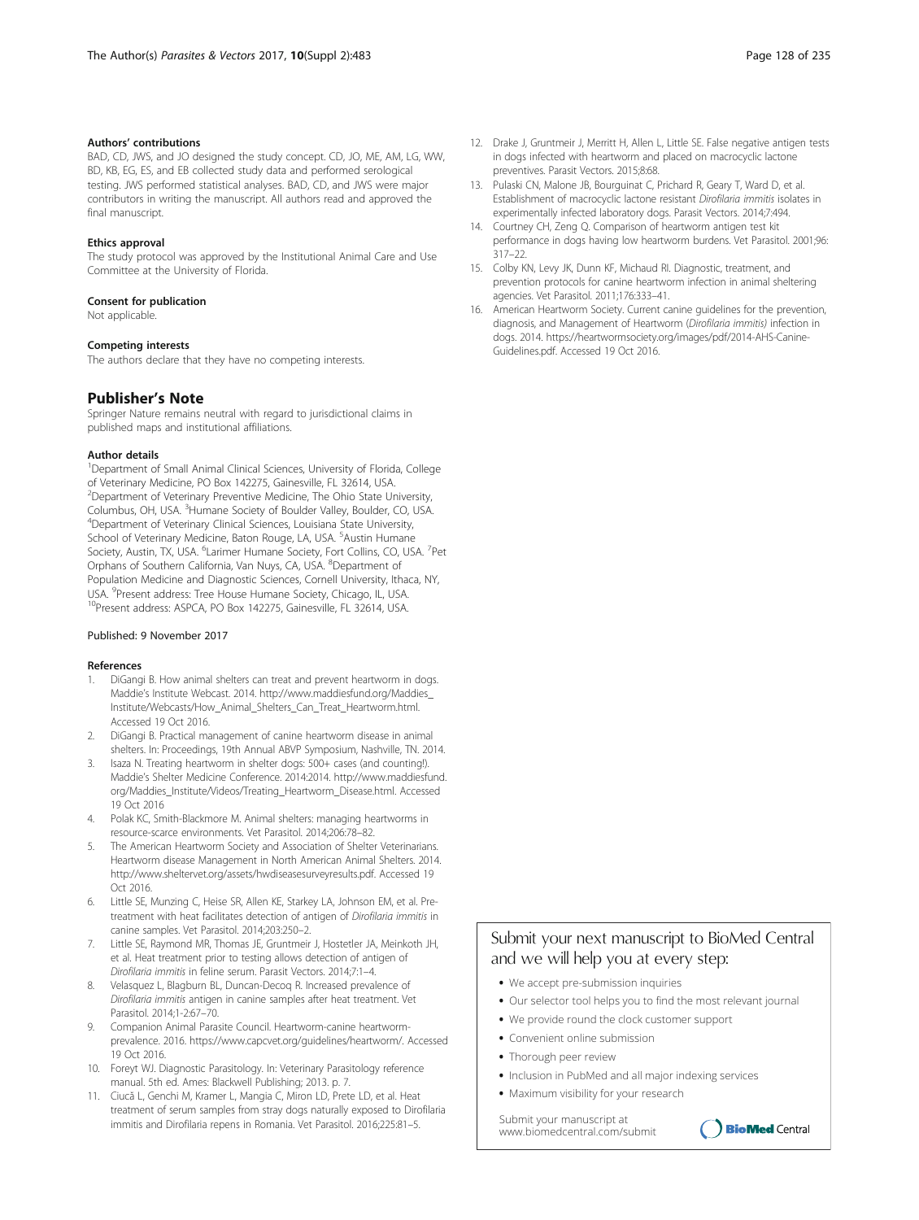#### Authors' contributions

BAD, CD, JWS, and JO designed the study concept. CD, JO, ME, AM, LG, WW, BD, KB, EG, ES, and EB collected study data and performed serological testing. JWS performed statistical analyses. BAD, CD, and JWS were major contributors in writing the manuscript. All authors read and approved the final manuscript.

#### Ethics approval

The study protocol was approved by the Institutional Animal Care and Use Committee at the University of Florida.

#### Consent for publication

Not applicable.

#### Competing interests

The authors declare that they have no competing interests.

### Publisher's Note

Springer Nature remains neutral with regard to jurisdictional claims in published maps and institutional affiliations.

#### Author details

[1]Department of Small Animal Clinical Sciences, University of Florida, College of Veterinary Medicine, PO Box 142275, Gainesville, FL 32614, USA. [2]Department of Veterinary Preventive Medicine, The Ohio State University, Columbus, OH, USA. [3]Humane Society of Boulder Valley, Boulder, CO, USA. [4]Department of Veterinary Clinical Sciences, Louisiana State University, School of Veterinary Medicine, Baton Rouge, LA, USA. [5]Austin Humane Society, Austin, TX, USA. [6]Larimer Humane Society, Fort Collins, CO, USA. [7]Pet Orphans of Southern California, Van Nuys, CA, USA. [8]Department of Population Medicine and Diagnostic Sciences, Cornell University, Ithaca, NY, USA. [9]Present address: Tree House Humane Society, Chicago, IL, USA. [10]Present address: ASPCA, PO Box 142275, Gainesville, FL 32614, USA.

Published: 9 November 2017

#### References

1. DiGangi B. How animal shelters can treat and prevent heartworm in dogs. Maddie's Institute Webcast. 2014. http://www.maddiesfund.org/Maddies_Institute/Webcasts/How_Animal_Shelters_Can_Treat_Heartworm.html. Accessed 19 Oct 2016.
2. DiGangi B. Practical management of canine heartworm disease in animal shelters. In: Proceedings, 19th Annual ABVP Symposium, Nashville, TN. 2014.
3. Isaza N. Treating heartworm in shelter dogs: 500+ cases (and counting!). Maddie's Shelter Medicine Conference. 2014:2014. http://www.maddiesfund.org/Maddies_Institute/Videos/Treating_Heartworm_Disease.html. Accessed 19 Oct 2016
4. Polak KC, Smith-Blackmore M. Animal shelters: managing heartworms in resource-scarce environments. Vet Parasitol. 2014;206:78–82.
5. The American Heartworm Society and Association of Shelter Veterinarians. Heartworm disease Management in North American Animal Shelters. 2014. http://www.sheltervet.org/assets/hwdiseasesurveyresults.pdf. Accessed 19 Oct 2016.
6. Little SE, Munzing C, Heise SR, Allen KE, Starkey LA, Johnson EM, et al. Pre-treatment with heat facilitates detection of antigen of *Dirofilaria immitis* in canine samples. Vet Parasitol. 2014;203:250–2.
7. Little SE, Raymond MR, Thomas JE, Gruntmeir J, Hostetler JA, Meinkoth JH, et al. Heat treatment prior to testing allows detection of antigen of *Dirofilaria immitis* in feline serum. Parasit Vectors. 2014;7:1–4.
8. Velasquez L, Blagburn BL, Duncan-Decoq R. Increased prevalence of *Dirofilaria immitis* antigen in canine samples after heat treatment. Vet Parasitol. 2014;1-2:67–70.
9. Companion Animal Parasite Council. Heartworm-canine heartworm-prevalence. 2016. https://www.capcvet.org/guidelines/heartworm/. Accessed 19 Oct 2016.
10. Foreyt WJ. Diagnostic Parasitology. In: Veterinary Parasitology reference manual. 5th ed. Ames: Blackwell Publishing; 2013. p. 7.
11. Ciucă L, Genchi M, Kramer L, Mangia C, Miron LD, Prete LD, et al. Heat treatment of serum samples from stray dogs naturally exposed to Dirofilaria immitis and Dirofilaria repens in Romania. Vet Parasitol. 2016;225:81–5.
12. Drake J, Gruntmeir J, Merritt H, Allen L, Little SE. False negative antigen tests in dogs infected with heartworm and placed on macrocyclic lactone preventives. Parasit Vectors. 2015;8:68.
13. Pulaski CN, Malone JB, Bourguinat C, Prichard R, Geary T, Ward D, et al. Establishment of macrocyclic lactone resistant *Dirofilaria immitis* isolates in experimentally infected laboratory dogs. Parasit Vectors. 2014;7:494.
14. Courtney CH, Zeng Q. Comparison of heartworm antigen test kit performance in dogs having low heartworm burdens. Vet Parasitol. 2001;96:317–22.
15. Colby KN, Levy JK, Dunn KF, Michaud RI. Diagnostic, treatment, and prevention protocols for canine heartworm infection in animal sheltering agencies. Vet Parasitol. 2011;176:333–41.
16. American Heartworm Society. Current canine guidelines for the prevention, diagnosis, and Management of Heartworm (*Dirofilaria immitis)* infection in dogs. 2014. https://heartwormsociety.org/images/pdf/2014-AHS-Canine-Guidelines.pdf. Accessed 19 Oct 2016.

Submit your next manuscript to BioMed Central and we will help you at every step:

- We accept pre-submission inquiries
- Our selector tool helps you to find the most relevant journal
- We provide round the clock customer support
- Convenient online submission
- Thorough peer review
- Inclusion in PubMed and all major indexing services
- Maximum visibility for your research

Submit your manuscript at www.biomedcentral.com/submit

BioMed Central